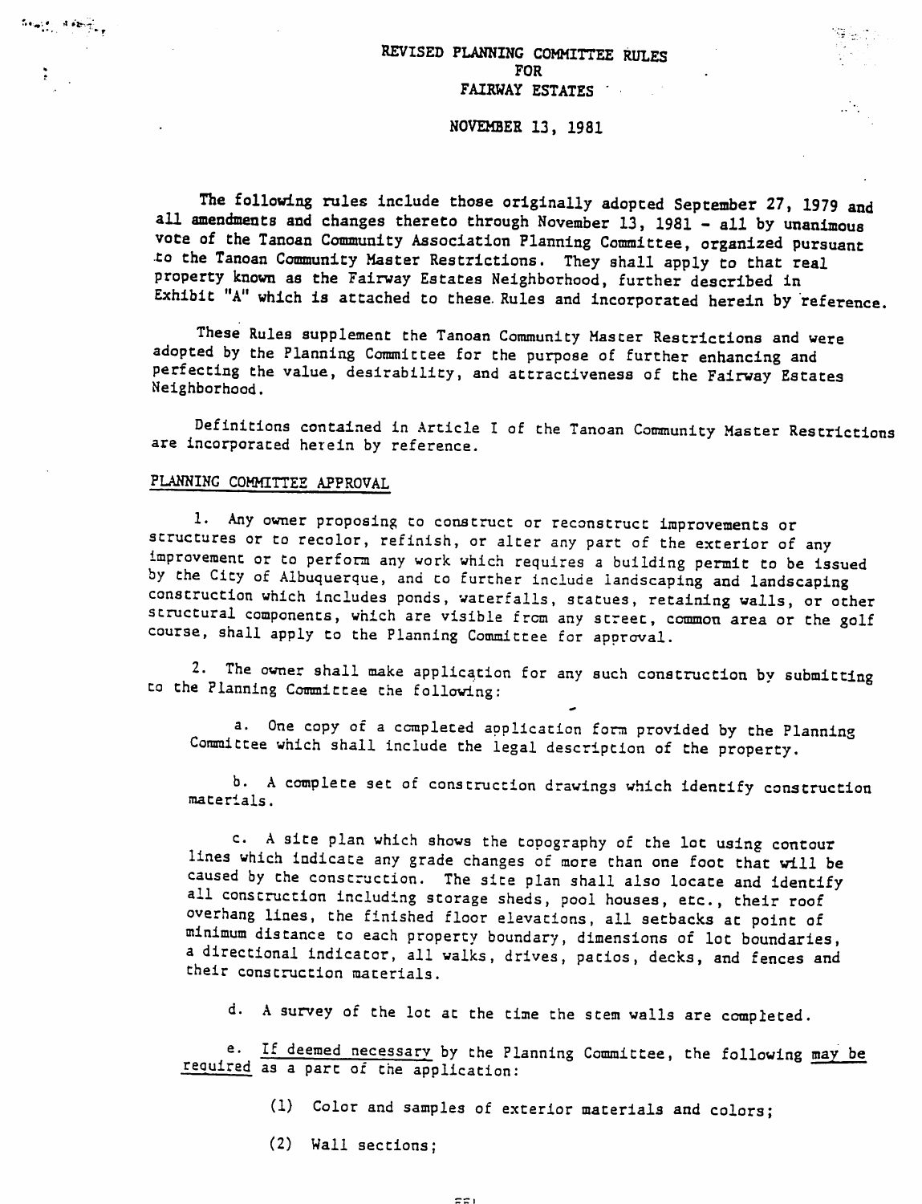# REVISED PLANNING COMMITTEE RULES
# FOR
# FAIRWAY ESTATES

## NOVEMBER 13, 1981

The following rules include those originally adopted September 27, 1979 and all amendments and changes thereto through November 13, 1981 - all by unanimous vote of the Tanoan Community Association Planning Committee, organized pursuant to the Tanoan Community Master Restrictions. They shall apply to that real property known as the Fairway Estates Neighborhood, further described in Exhibit "A" which is attached to these Rules and incorporated herein by reference.

These Rules supplement the Tanoan Community Master Restrictions and were adopted by the Planning Committee for the purpose of further enhancing and perfecting the value, desirability, and attractiveness of the Fairway Estates Neighborhood.

Definitions contained in Article I of the Tanoan Community Master Restrictions are incorporated herein by reference.

PLANNING COMMITTEE APPROVAL

1. Any owner proposing to construct or reconstruct improvements or structures or to recolor, refinish, or alter any part of the exterior of any improvement or to perform any work which requires a building permit to be issued by the City of Albuquerque, and to further include landscaping and landscaping construction which includes ponds, waterfalls, statues, retaining walls, or other structural components, which are visible from any street, common area or the golf course, shall apply to the Planning Committee for approval.

2. The owner shall make application for any such construction by submitting to the Planning Committee the following:

   a. One copy of a completed application form provided by the Planning Committee which shall include the legal description of the property.

   b. A complete set of construction drawings which identify construction materials.

   c. A site plan which shows the topography of the lot using contour lines which indicate any grade changes of more than one foot that will be caused by the construction. The site plan shall also locate and identify all construction including storage sheds, pool houses, etc., their roof overhang lines, the finished floor elevations, all setbacks at point of minimum distance to each property boundary, dimensions of lot boundaries, a directional indicator, all walks, drives, patios, decks, and fences and their construction materials.

   d. A survey of the lot at the time the stem walls are completed.

   e. If deemed necessary by the Planning Committee, the following may be required as a part of the application:

      (1) Color and samples of exterior materials and colors;

      (2) Wall sections;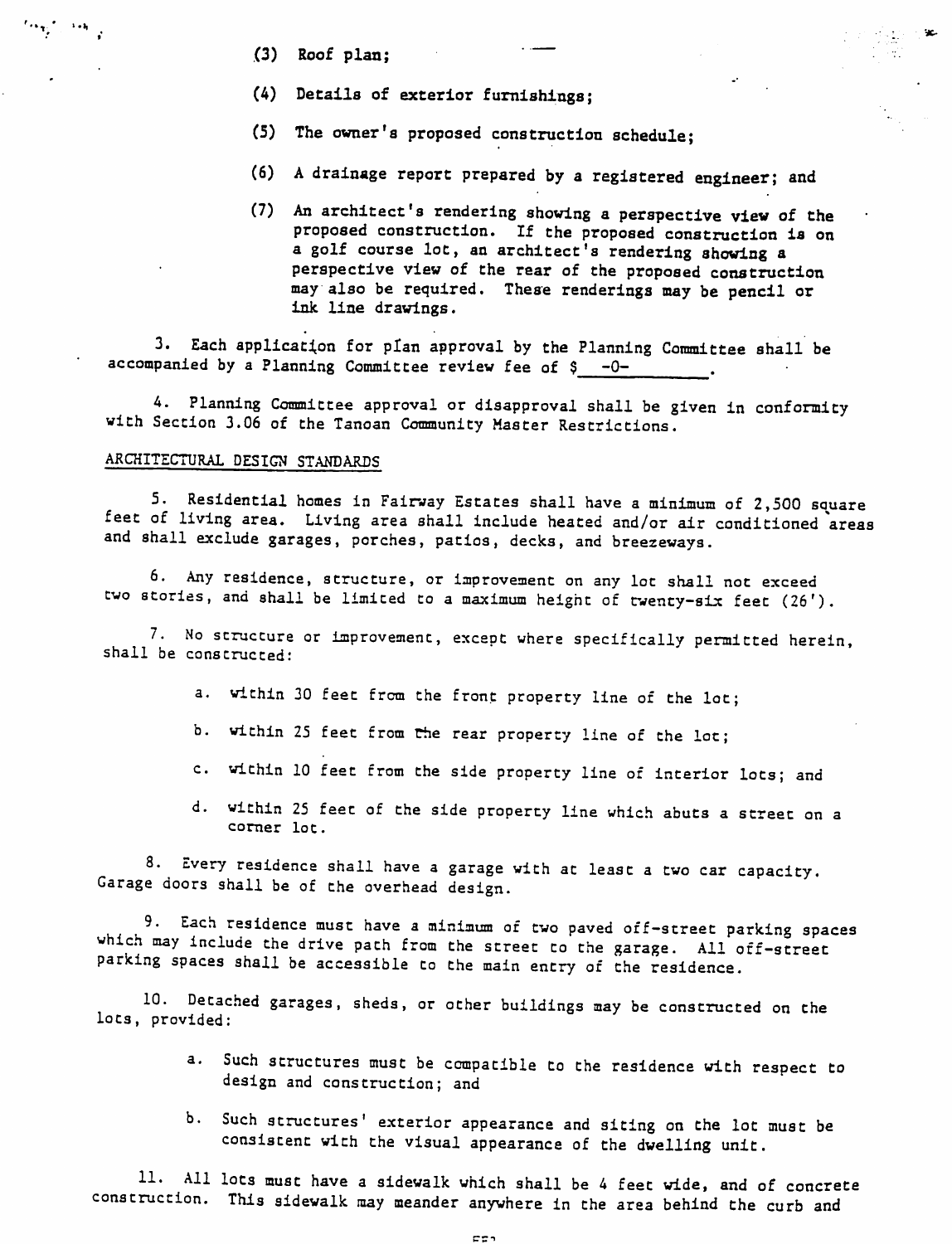(3) Roof plan;

(4) Details of exterior furnishings;

(5) The owner's proposed construction schedule;

(6) A drainage report prepared by a registered engineer; and

(7) An architect's rendering showing a perspective view of the proposed construction. If the proposed construction is on a golf course lot, an architect's rendering showing a perspective view of the rear of the proposed construction may also be required. These renderings may be pencil or ink line drawings.

3. Each application for plan approval by the Planning Committee shall be accompanied by a Planning Committee review fee of $ -0- .

4. Planning Committee approval or disapproval shall be given in conformity with Section 3.06 of the Tanoan Community Master Restrictions.

ARCHITECTURAL DESIGN STANDARDS

5. Residential homes in Fairway Estates shall have a minimum of 2,500 square feet of living area. Living area shall include heated and/or air conditioned areas and shall exclude garages, porches, patios, decks, and breezeways.

6. Any residence, structure, or improvement on any lot shall not exceed two stories, and shall be limited to a maximum height of twenty-six feet (26').

7. No structure or improvement, except where specifically permitted herein, shall be constructed:

a. within 30 feet from the front property line of the lot;

b. within 25 feet from the rear property line of the lot;

c. within 10 feet from the side property line of interior lots; and

d. within 25 feet of the side property line which abuts a street on a corner lot.

8. Every residence shall have a garage with at least a two car capacity. Garage doors shall be of the overhead design.

9. Each residence must have a minimum of two paved off-street parking spaces which may include the drive path from the street to the garage. All off-street parking spaces shall be accessible to the main entry of the residence.

10. Detached garages, sheds, or other buildings may be constructed on the lots, provided:

a. Such structures must be compatible to the residence with respect to design and construction; and

b. Such structures' exterior appearance and siting on the lot must be consistent with the visual appearance of the dwelling unit.

11. All lots must have a sidewalk which shall be 4 feet wide, and of concrete construction. This sidewalk may meander anywhere in the area behind the curb and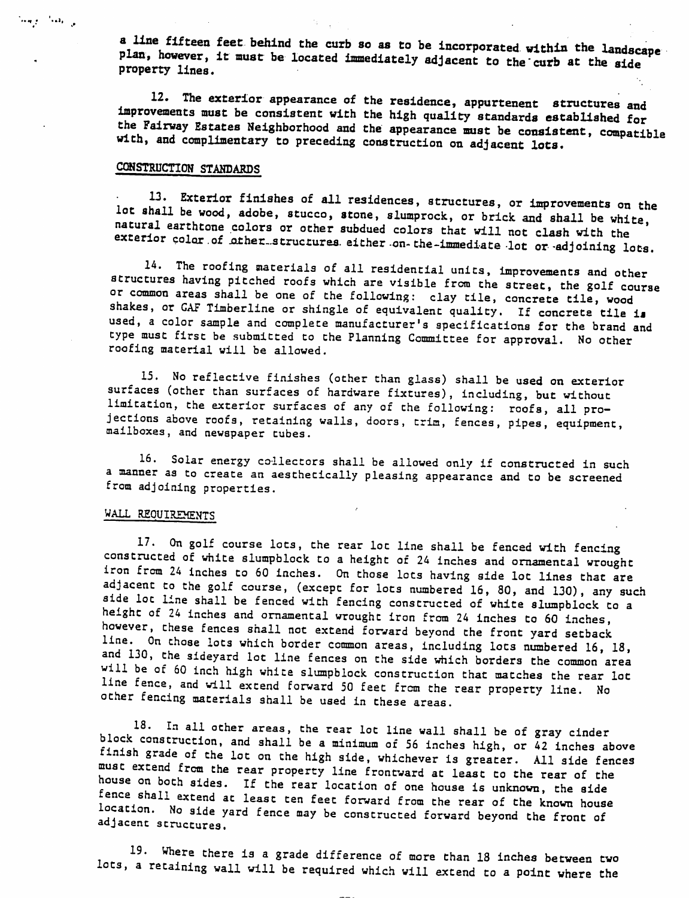a line fifteen feet behind the curb so as to be incorporated within the landscape plan, however, it must be located immediately adjacent to the curb at the side property lines.

12. The exterior appearance of the residence, appurtenent structures and improvements must be consistent with the high quality standards established for the Fairway Estates Neighborhood and the appearance must be consistent, compatible with, and complimentary to preceding construction on adjacent lots.

## CONSTRUCTION STANDARDS

13. Exterior finishes of all residences, structures, or improvements on the lot shall be wood, adobe, stucco, stone, slumprock, or brick and shall be white, natural earthtone colors or other subdued colors that will not clash with the exterior color of other structures either on the immediate lot or adjoining lots.

14. The roofing materials of all residential units, improvements and other structures having pitched roofs which are visible from the street, the golf course or common areas shall be one of the following: clay tile, concrete tile, wood shakes, or GAF Timberline or shingle of equivalent quality. If concrete tile is used, a color sample and complete manufacturer's specifications for the brand and type must first be submitted to the Planning Committee for approval. No other roofing material will be allowed.

15. No reflective finishes (other than glass) shall be used on exterior surfaces (other than surfaces of hardware fixtures), including, but without limitation, the exterior surfaces of any of the following: roofs, all projections above roofs, retaining walls, doors, trim, fences, pipes, equipment, mailboxes, and newspaper tubes.

16. Solar energy collectors shall be allowed only if constructed in such a manner as to create an aesthetically pleasing appearance and to be screened from adjoining properties.

## WALL REQUIREMENTS

17. On golf course lots, the rear lot line shall be fenced with fencing constructed of white slumpblock to a height of 24 inches and ornamental wrought iron from 24 inches to 60 inches. On those lots having side lot lines that are adjacent to the golf course, (except for lots numbered 16, 80, and 130), any such side lot line shall be fenced with fencing constructed of white slumpblock to a height of 24 inches and ornamental wrought iron from 24 inches to 60 inches, however, these fences shall not extend forward beyond the front yard setback line. On those lots which border common areas, including lots numbered 16, 18, and 130, the sideyard lot line fences on the side which borders the common area will be of 60 inch high white slumpblock construction that matches the rear lot line fence, and will extend forward 50 feet from the rear property line. No other fencing materials shall be used in these areas.

18. In all other areas, the rear lot line wall shall be of gray cinder block construction, and shall be a minimum of 56 inches high, or 42 inches above finish grade of the lot on the high side, whichever is greater. All side fences must extend from the rear property line frontward at least to the rear of the house on both sides. If the rear location of one house is unknown, the side fence shall extend at least ten feet forward from the rear of the known house location. No side yard fence may be constructed forward beyond the front of adjacent structures.

19. Where there is a grade difference of more than 18 inches between two lots, a retaining wall will be required which will extend to a point where the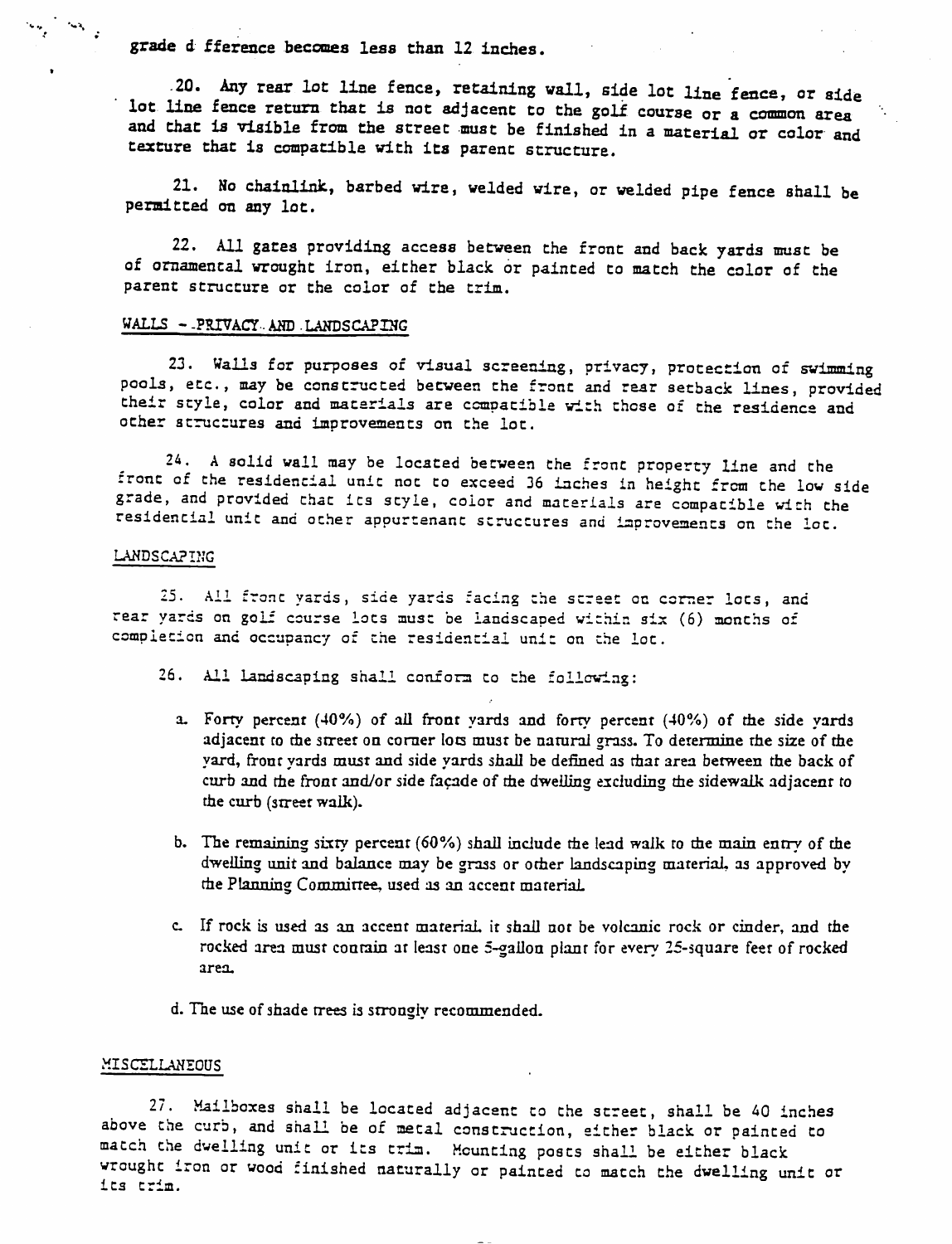grade difference becomes less than 12 inches.

20. Any rear lot line fence, retaining wall, side lot line fence, or side lot line fence return that is not adjacent to the golf course or a common area and that is visible from the street must be finished in a material or color and texture that is compatible with its parent structure.

21. No chainlink, barbed wire, welded wire, or welded pipe fence shall be permitted on any lot.

22. All gates providing access between the front and back yards must be of ornamental wrought iron, either black or painted to match the color of the parent structure or the color of the trim.

## WALLS - PRIVACY AND LANDSCAPING

23. Walls for purposes of visual screening, privacy, protection of swimming pools, etc., may be constructed between the front and rear setback lines, provided their style, color and materials are compatible with those of the residence and other structures and improvements on the lot.

24. A solid wall may be located between the front property line and the front of the residential unit not to exceed 36 inches in height from the low side grade, and provided that its style, color and materials are compatible with the residential unit and other appurtenant structures and improvements on the lot.

## LANDSCAPING

25. All front yards, side yards facing the street on corner lots, and rear yards on golf course lots must be landscaped within six (6) months of completion and occupancy of the residential unit on the lot.

26. All landscaping shall conform to the following:

a. Forty percent (40%) of all front yards and forty percent (40%) of the side yards adjacent to the street on corner lots must be natural grass. To determine the size of the yard, front yards must and side yards shall be defined as that area between the back of curb and the front and/or side façade of the dwelling excluding the sidewalk adjacent to the curb (street walk).

b. The remaining sixty percent (60%) shall include the lead walk to the main entry of the dwelling unit and balance may be grass or other landscaping material, as approved by the Planning Committee, used as an accent material.

c. If rock is used as an accent material, it shall not be volcanic rock or cinder, and the rocked area must contain at least one 5-gallon plant for every 25-square feet of rocked area.

d. The use of shade trees is strongly recommended.

## MISCELLANEOUS

27. Mailboxes shall be located adjacent to the street, shall be 40 inches above the curb, and shall be of metal construction, either black or painted to match the dwelling unit or its trim. Mounting posts shall be either black wrought iron or wood finished naturally or painted to match the dwelling unit or its trim.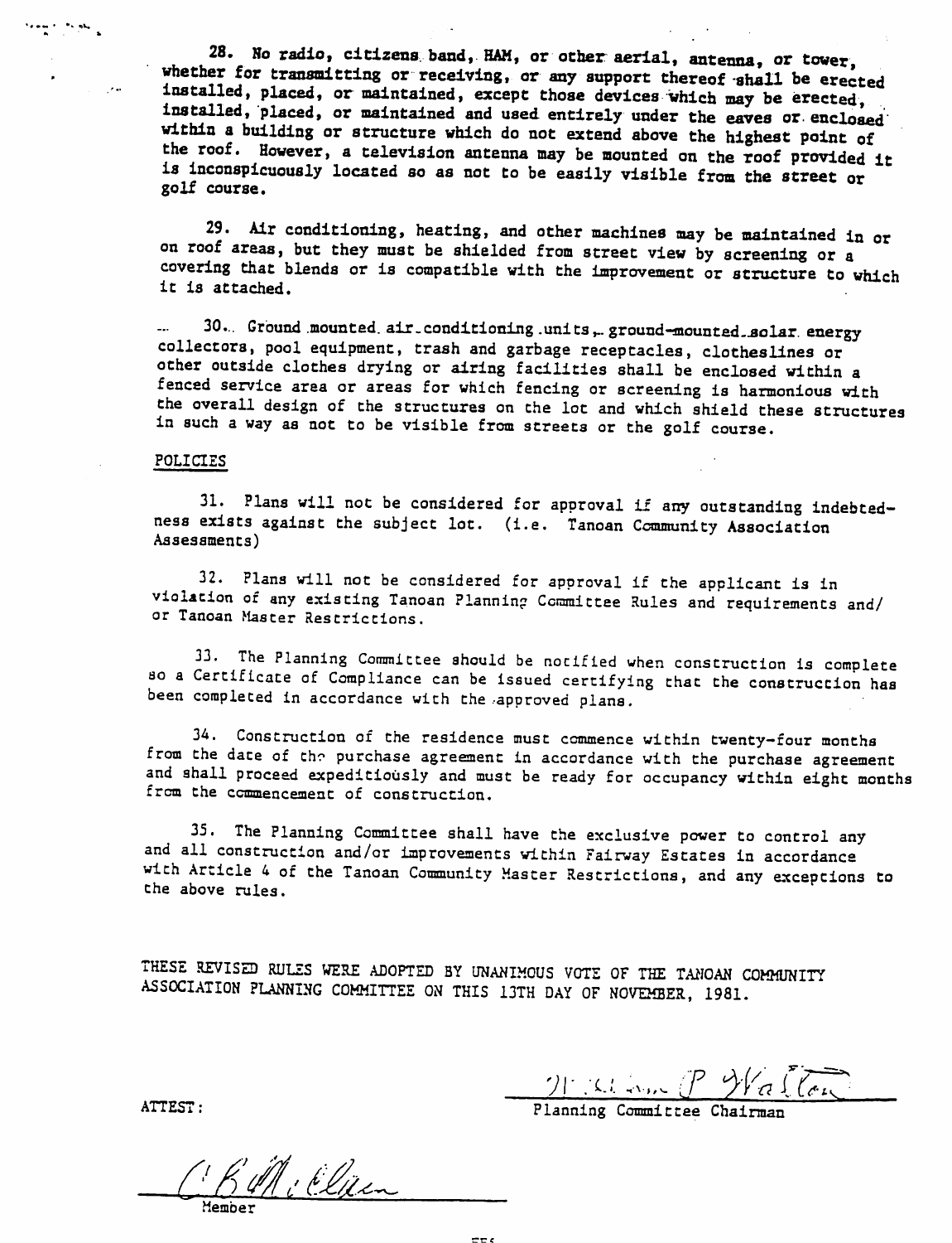28. No radio, citizens band, HAM, or other aerial, antenna, or tower, whether for transmitting or receiving, or any support thereof shall be erected installed, placed, or maintained, except those devices which may be erected, installed, placed, or maintained and used entirely under the eaves or enclosed within a building or structure which do not extend above the highest point of the roof. However, a television antenna may be mounted on the roof provided it is inconspicuously located so as not to be easily visible from the street or golf course.

29. Air conditioning, heating, and other machines may be maintained in or on roof areas, but they must be shielded from street view by screening or a covering that blends or is compatible with the improvement or structure to which it is attached.

30. Ground mounted air conditioning units, ground-mounted solar energy collectors, pool equipment, trash and garbage receptacles, clotheslines or other outside clothes drying or airing facilities shall be enclosed within a fenced service area or areas for which fencing or screening is harmonious with the overall design of the structures on the lot and which shield these structures in such a way as not to be visible from streets or the golf course.

POLICIES

31. Plans will not be considered for approval if any outstanding indebtedness exists against the subject lot. (i.e. Tanoan Community Association Assessments)

32. Plans will not be considered for approval if the applicant is in violation of any existing Tanoan Planning Committee Rules and requirements and/or Tanoan Master Restrictions.

33. The Planning Committee should be notified when construction is complete so a Certificate of Compliance can be issued certifying that the construction has been completed in accordance with the approved plans.

34. Construction of the residence must commence within twenty-four months from the date of the purchase agreement in accordance with the purchase agreement and shall proceed expeditiously and must be ready for occupancy within eight months from the commencement of construction.

35. The Planning Committee shall have the exclusive power to control any and all construction and/or improvements within Fairway Estates in accordance with Article 4 of the Tanoan Community Master Restrictions, and any exceptions to the above rules.

THESE REVISED RULES WERE ADOPTED BY UNANIMOUS VOTE OF THE TANOAN COMMUNITY ASSOCIATION PLANNING COMMITTEE ON THIS 13TH DAY OF NOVEMBER, 1981.

William P. Walton
Planning Committee Chairman

ATTEST:

C. B. McEllen
Member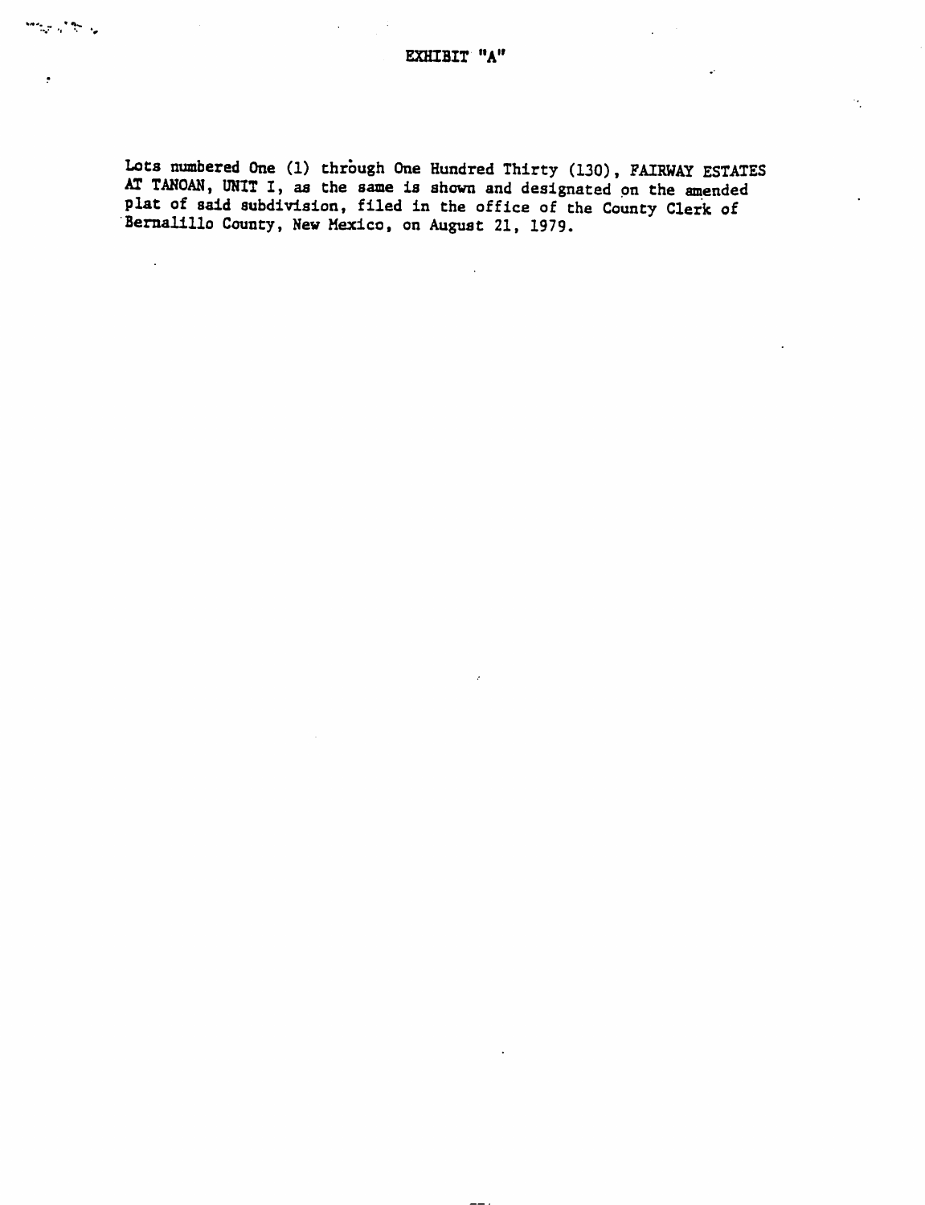# EXHIBIT "A"

Lots numbered One (1) through One Hundred Thirty (130), FAIRWAY ESTATES AT TANOAN, UNIT I, as the same is shown and designated on the amended plat of said subdivision, filed in the office of the County Clerk of Bernalillo County, New Mexico, on August 21, 1979.